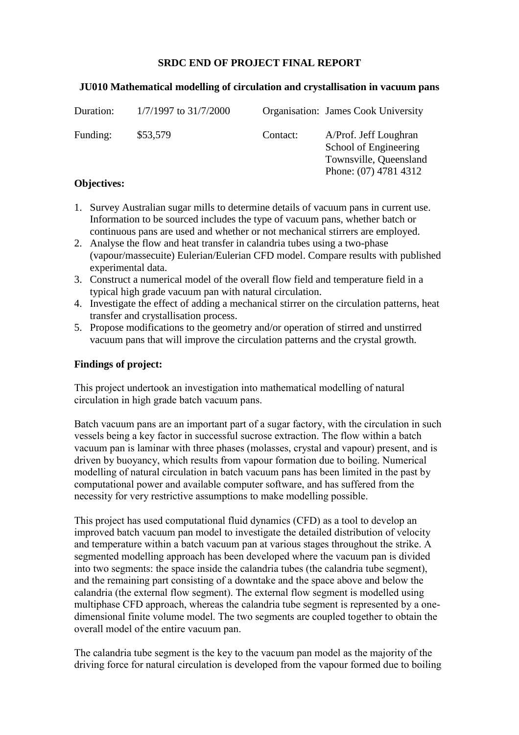# SRDC END OF PROJECT FINAL REPORT

## JU010 Mathematical modelling of circulation and crystallisation in vacuum pans

| | | | |
|---|---|---|---|
| Duration: | 1/7/1997 to 31/7/2000 | Organisation: | James Cook University |
| Funding: | $53,579 | Contact: | A/Prof. Jeff Loughran<br>School of Engineering<br>Townsville, Queensland<br>Phone: (07) 4781 4312 |

**Objectives:**

1. Survey Australian sugar mills to determine details of vacuum pans in current use. Information to be sourced includes the type of vacuum pans, whether batch or continuous pans are used and whether or not mechanical stirrers are employed.
2. Analyse the flow and heat transfer in calandria tubes using a two-phase (vapour/massecuite) Eulerian/Eulerian CFD model. Compare results with published experimental data.
3. Construct a numerical model of the overall flow field and temperature field in a typical high grade vacuum pan with natural circulation.
4. Investigate the effect of adding a mechanical stirrer on the circulation patterns, heat transfer and crystallisation process.
5. Propose modifications to the geometry and/or operation of stirred and unstirred vacuum pans that will improve the circulation patterns and the crystal growth.

**Findings of project:**

This project undertook an investigation into mathematical modelling of natural circulation in high grade batch vacuum pans.

Batch vacuum pans are an important part of a sugar factory, with the circulation in such vessels being a key factor in successful sucrose extraction. The flow within a batch vacuum pan is laminar with three phases (molasses, crystal and vapour) present, and is driven by buoyancy, which results from vapour formation due to boiling. Numerical modelling of natural circulation in batch vacuum pans has been limited in the past by computational power and available computer software, and has suffered from the necessity for very restrictive assumptions to make modelling possible.

This project has used computational fluid dynamics (CFD) as a tool to develop an improved batch vacuum pan model to investigate the detailed distribution of velocity and temperature within a batch vacuum pan at various stages throughout the strike. A segmented modelling approach has been developed where the vacuum pan is divided into two segments: the space inside the calandria tubes (the calandria tube segment), and the remaining part consisting of a downtake and the space above and below the calandria (the external flow segment). The external flow segment is modelled using multiphase CFD approach, whereas the calandria tube segment is represented by a one-dimensional finite volume model. The two segments are coupled together to obtain the overall model of the entire vacuum pan.

The calandria tube segment is the key to the vacuum pan model as the majority of the driving force for natural circulation is developed from the vapour formed due to boiling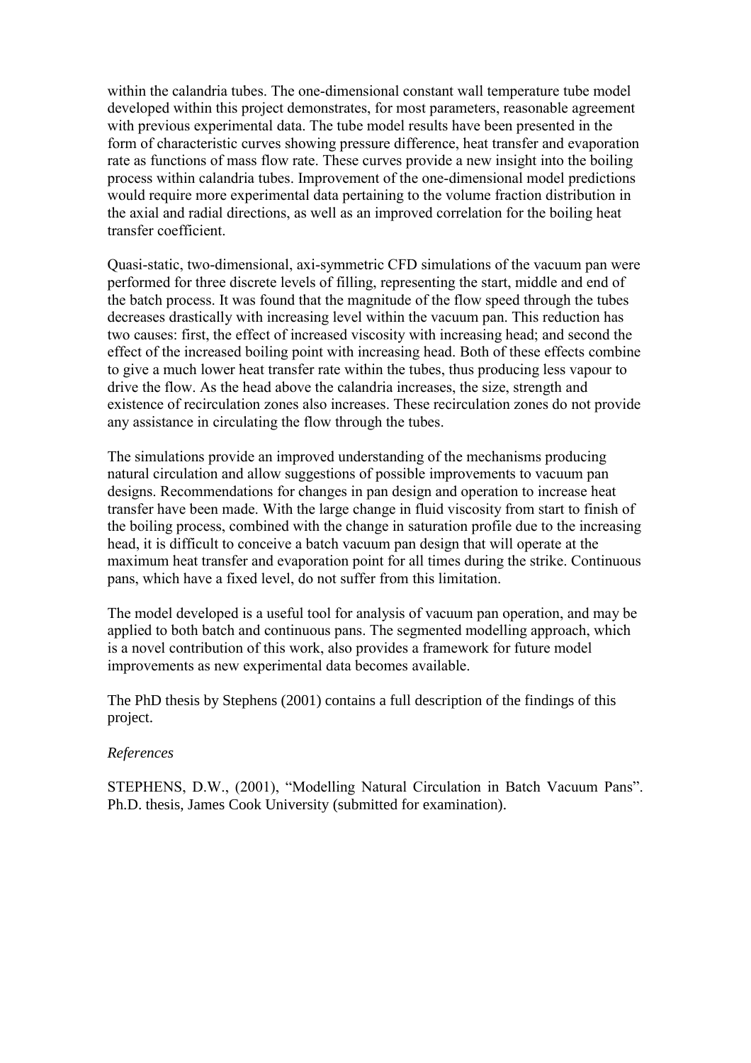within the calandria tubes. The one-dimensional constant wall temperature tube model developed within this project demonstrates, for most parameters, reasonable agreement with previous experimental data. The tube model results have been presented in the form of characteristic curves showing pressure difference, heat transfer and evaporation rate as functions of mass flow rate. These curves provide a new insight into the boiling process within calandria tubes. Improvement of the one-dimensional model predictions would require more experimental data pertaining to the volume fraction distribution in the axial and radial directions, as well as an improved correlation for the boiling heat transfer coefficient.

Quasi-static, two-dimensional, axi-symmetric CFD simulations of the vacuum pan were performed for three discrete levels of filling, representing the start, middle and end of the batch process. It was found that the magnitude of the flow speed through the tubes decreases drastically with increasing level within the vacuum pan. This reduction has two causes: first, the effect of increased viscosity with increasing head; and second the effect of the increased boiling point with increasing head. Both of these effects combine to give a much lower heat transfer rate within the tubes, thus producing less vapour to drive the flow. As the head above the calandria increases, the size, strength and existence of recirculation zones also increases. These recirculation zones do not provide any assistance in circulating the flow through the tubes.

The simulations provide an improved understanding of the mechanisms producing natural circulation and allow suggestions of possible improvements to vacuum pan designs. Recommendations for changes in pan design and operation to increase heat transfer have been made. With the large change in fluid viscosity from start to finish of the boiling process, combined with the change in saturation profile due to the increasing head, it is difficult to conceive a batch vacuum pan design that will operate at the maximum heat transfer and evaporation point for all times during the strike. Continuous pans, which have a fixed level, do not suffer from this limitation.

The model developed is a useful tool for analysis of vacuum pan operation, and may be applied to both batch and continuous pans. The segmented modelling approach, which is a novel contribution of this work, also provides a framework for future model improvements as new experimental data becomes available.

The PhD thesis by Stephens (2001) contains a full description of the findings of this project.

*References*

STEPHENS, D.W., (2001), “Modelling Natural Circulation in Batch Vacuum Pans”. Ph.D. thesis, James Cook University (submitted for examination).